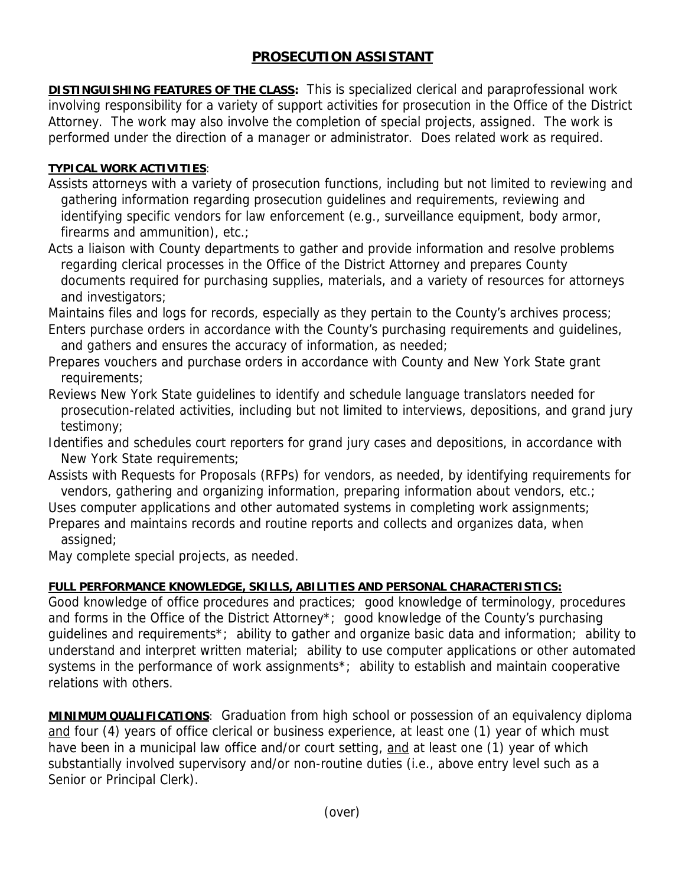# PROSECUTION ASSISTANT

**DISTINGUISHING FEATURES OF THE CLASS:** This is specialized clerical and paraprofessional work involving responsibility for a variety of support activities for prosecution in the Office of the District Attorney. The work may also involve the completion of special projects, assigned. The work is performed under the direction of a manager or administrator. Does related work as required.

**TYPICAL WORK ACTIVITIES**:

Assists attorneys with a variety of prosecution functions, including but not limited to reviewing and gathering information regarding prosecution guidelines and requirements, reviewing and identifying specific vendors for law enforcement (e.g., surveillance equipment, body armor, firearms and ammunition), etc.;

Acts a liaison with County departments to gather and provide information and resolve problems regarding clerical processes in the Office of the District Attorney and prepares County documents required for purchasing supplies, materials, and a variety of resources for attorneys and investigators;

Maintains files and logs for records, especially as they pertain to the County's archives process;

Enters purchase orders in accordance with the County's purchasing requirements and guidelines, and gathers and ensures the accuracy of information, as needed;

Prepares vouchers and purchase orders in accordance with County and New York State grant requirements;

Reviews New York State guidelines to identify and schedule language translators needed for prosecution-related activities, including but not limited to interviews, depositions, and grand jury testimony;

Identifies and schedules court reporters for grand jury cases and depositions, in accordance with New York State requirements;

Assists with Requests for Proposals (RFPs) for vendors, as needed, by identifying requirements for vendors, gathering and organizing information, preparing information about vendors, etc.;

Uses computer applications and other automated systems in completing work assignments;

Prepares and maintains records and routine reports and collects and organizes data, when assigned;

May complete special projects, as needed.

**FULL PERFORMANCE KNOWLEDGE, SKILLS, ABILITIES AND PERSONAL CHARACTERISTICS:**

Good knowledge of office procedures and practices; good knowledge of terminology, procedures and forms in the Office of the District Attorney*; good knowledge of the County's purchasing guidelines and requirements*; ability to gather and organize basic data and information; ability to understand and interpret written material; ability to use computer applications or other automated systems in the performance of work assignments*; ability to establish and maintain cooperative relations with others.

**MINIMUM QUALIFICATIONS**: Graduation from high school or possession of an equivalency diploma and four (4) years of office clerical or business experience, at least one (1) year of which must have been in a municipal law office and/or court setting, and at least one (1) year of which substantially involved supervisory and/or non-routine duties (i.e., above entry level such as a Senior or Principal Clerk).

(over)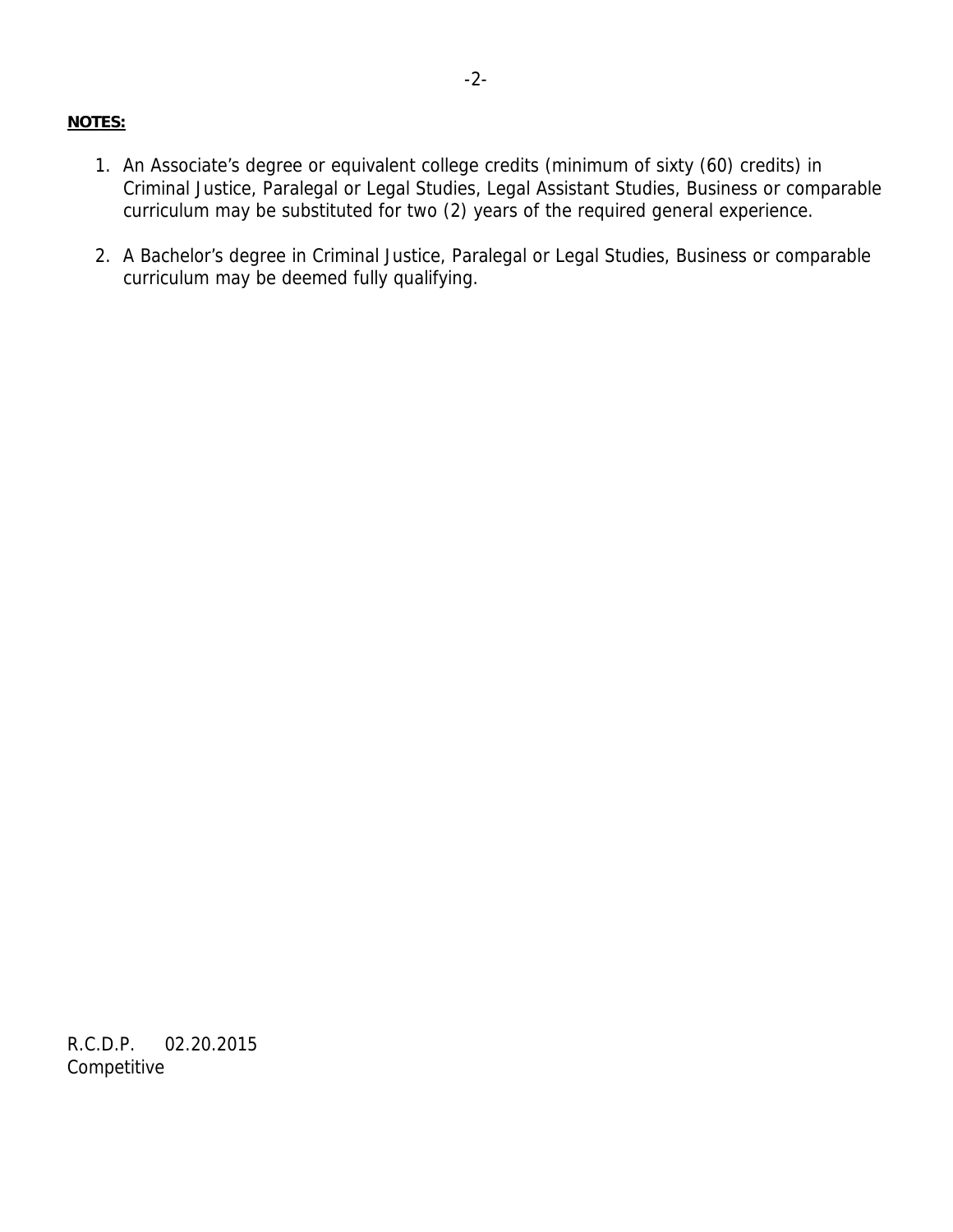**NOTES:**

1. An Associate's degree or equivalent college credits (minimum of sixty (60) credits) in Criminal Justice, Paralegal or Legal Studies, Legal Assistant Studies, Business or comparable curriculum may be substituted for two (2) years of the required general experience.

2. A Bachelor's degree in Criminal Justice, Paralegal or Legal Studies, Business or comparable curriculum may be deemed fully qualifying.

R.C.D.P. 02.20.2015
Competitive